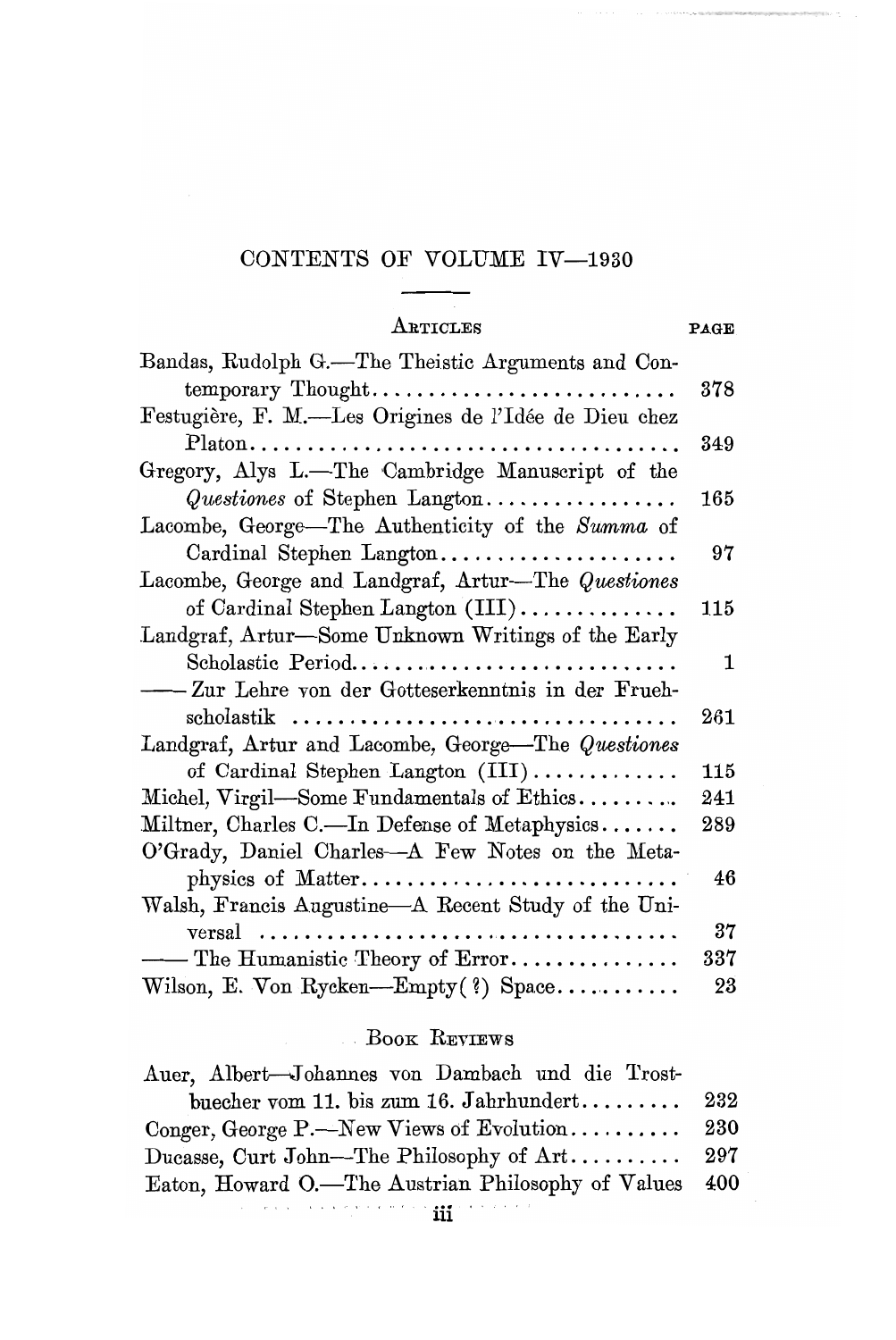# CONTENTS OF VOLUME IV—1930

## Articles

| | PAGE |
|---|---|
| Bandas, Rudolph G.—The Theistic Arguments and Contemporary Thought | 378 |
| Festugière, F. M.—Les Origines de l'Idée de Dieu chez Platon | 349 |
| Gregory, Alys L.—The Cambridge Manuscript of the *Questiones* of Stephen Langton | 165 |
| Lacombe, George—The Authenticity of the *Summa* of Cardinal Stephen Langton | 97 |
| Lacombe, George and Landgraf, Artur—The *Questiones* of Cardinal Stephen Langton (III) | 115 |
| Landgraf, Artur—Some Unknown Writings of the Early Scholastic Period | 1 |
| —— Zur Lehre von der Gotteserkenntnis in der Fruehscholastik | 261 |
| Landgraf, Artur and Lacombe, George—The *Questiones* of Cardinal Stephen Langton (III) | 115 |
| Michel, Virgil—Some Fundamentals of Ethics | 241 |
| Miltner, Charles C.—In Defense of Metaphysics | 289 |
| O'Grady, Daniel Charles—A Few Notes on the Metaphysics of Matter | 46 |
| Walsh, Francis Augustine—A Recent Study of the Universal | 37 |
| —— The Humanistic Theory of Error | 337 |
| Wilson, E. Von Rycken—Empty(?) Space | 23 |

## Book Reviews

| | |
|---|---|
| Auer, Albert—Johannes von Dambach und die Trostbuecher vom 11. bis zum 16. Jahrhundert | 232 |
| Conger, George P.—New Views of Evolution | 230 |
| Ducasse, Curt John—The Philosophy of Art | 297 |
| Eaton, Howard O.—The Austrian Philosophy of Values | 400 |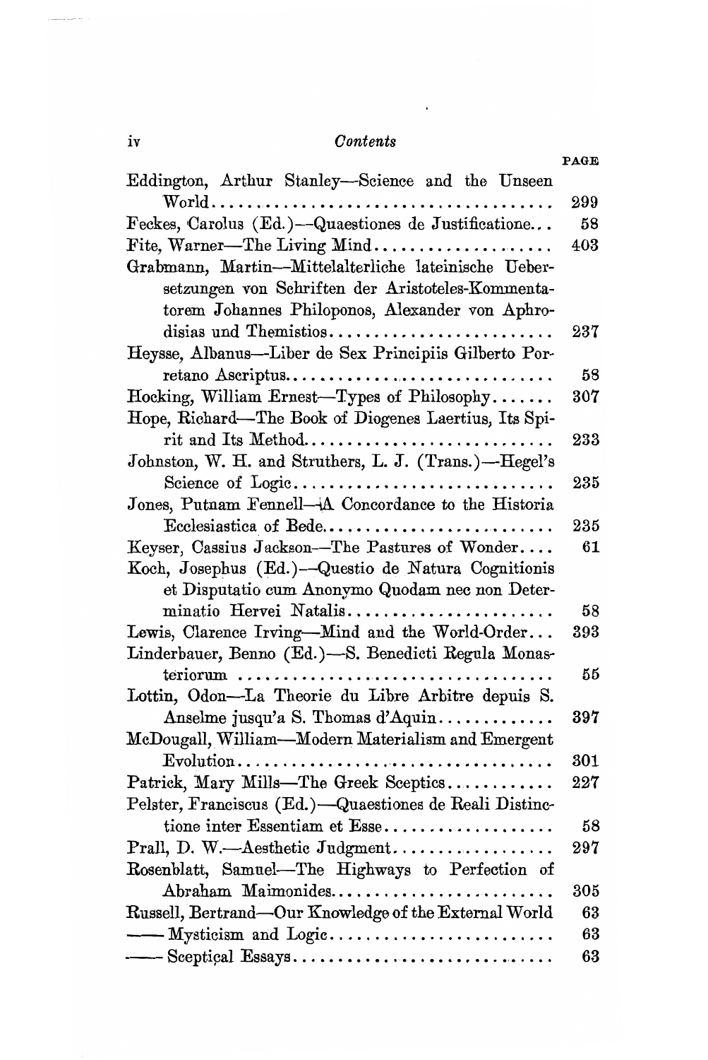| | PAGE |
|---|---|
| Eddington, Arthur Stanley—Science and the Unseen World | 299 |
| Feckes, Carolus (Ed.)—Quaestiones de Justificatione... | 58 |
| Fite, Warner—The Living Mind | 403 |
| Grabmann, Martin—Mittelalterliche lateinische Uebersetzungen von Schriften der Aristoteles-Kommentatorem Johannes Philoponos, Alexander von Aphrodisias und Themistios | 237 |
| Heysse, Albanus—Liber de Sex Principiis Gilberto Porretano Ascriptus | 58 |
| Hocking, William Ernest—Types of Philosophy | 307 |
| Hope, Richard—The Book of Diogenes Laertius, Its Spirit and Its Method | 233 |
| Johnston, W. H. and Struthers, L. J. (Trans.)—Hegel's Science of Logic | 235 |
| Jones, Putnam Fennell—A Concordance to the Historia Ecclesiastica of Bede | 235 |
| Keyser, Cassius Jackson—The Pastures of Wonder | 61 |
| Koch, Josephus (Ed.)—Questio de Natura Cognitionis et Disputatio cum Anonymo Quodam nec non Determinatio Hervei Natalis | 58 |
| Lewis, Clarence Irving—Mind and the World-Order... | 393 |
| Linderbauer, Benno (Ed.)—S. Benedicti Regula Monasteriorum | 55 |
| Lottin, Odon—La Theorie du Libre Arbitre depuis S. Anselme jusqu'a S. Thomas d'Aquin | 397 |
| McDougall, William—Modern Materialism and Emergent Evolution | 301 |
| Patrick, Mary Mills—The Greek Sceptics | 227 |
| Pelster, Franciscus (Ed.)—Quaestiones de Reali Distinctione inter Essentiam et Esse | 58 |
| Prall, D. W.—Aesthetic Judgment | 297 |
| Rosenblatt, Samuel—The Highways to Perfection of Abraham Maimonides | 305 |
| Russell, Bertrand—Our Knowledge of the External World | 63 |
| —— Mysticism and Logic | 63 |
| —— Sceptical Essays | 63 |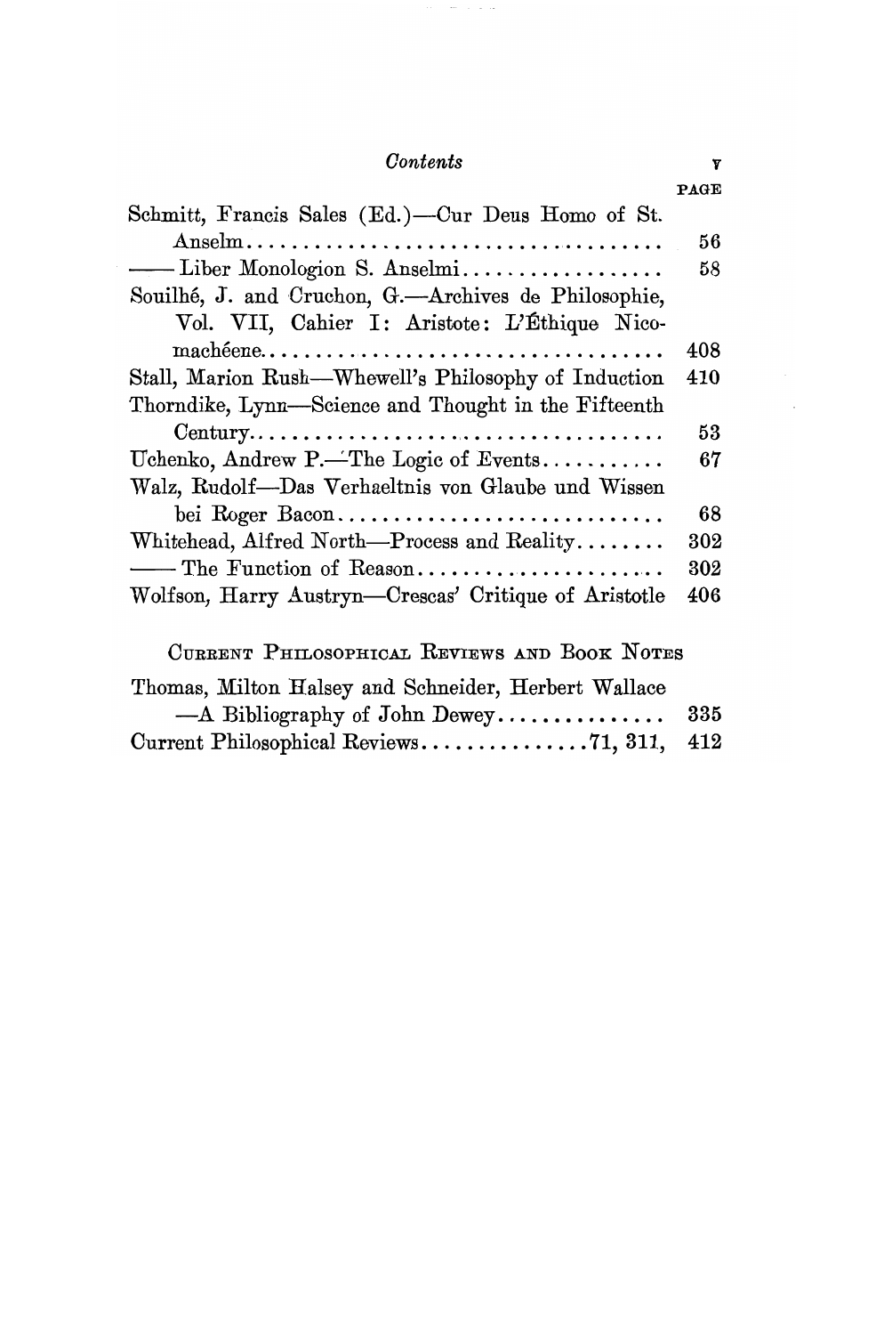PAGE

Schmitt, Francis Sales (Ed.)—Cur Deus Homo of St. Anselm.................................... 56

—— Liber Monologion S. Anselmi.................. 58

Souilhé, J. and Cruchon, G.—Archives de Philosophie, Vol. VII, Cahier I: Aristote: L'Éthique Nicomachéene.................................... 408

Stall, Marion Rush—Whewell's Philosophy of Induction 410

Thorndike, Lynn—Science and Thought in the Fifteenth Century.................................... 53

Uchenko, Andrew P.—The Logic of Events........... 67

Walz, Rudolf—Das Verhaeltnis von Glaube und Wissen bei Roger Bacon............................ 68

Whitehead, Alfred North—Process and Reality........ 302

—— The Function of Reason...................... 302

Wolfson, Harry Austryn—Crescas' Critique of Aristotle 406

CURRENT PHILOSOPHICAL REVIEWS AND BOOK NOTES

Thomas, Milton Halsey and Schneider, Herbert Wallace —A Bibliography of John Dewey............... 335

Current Philosophical Reviews...............71, 311, 412